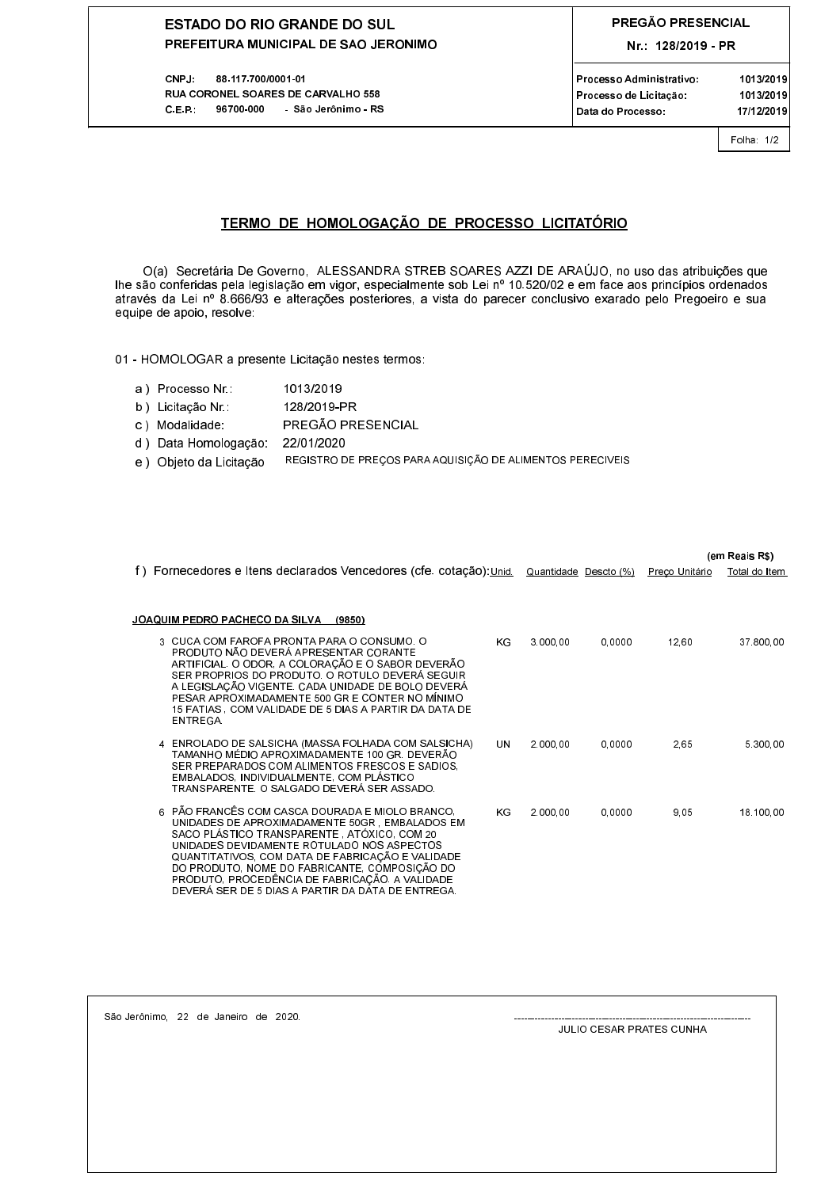**ESTADO DO RIO GRANDE DO SUL**
**PREFEITURA MUNICIPAL DE SAO JERONIMO**

CNPJ: 88.117.700/0001-01
RUA CORONEL SOARES DE CARVALHO 558
C.E.P.: 96700-000 - São Jerônimo - RS

**PREGÃO PRESENCIAL**
**Nr.: 128/2019 - PR**

| | |
|---|---|
| Processo Administrativo: | 1013/2019 |
| Processo de Licitação: | 1013/2019 |
| Data do Processo: | 17/12/2019 |

Folha: 1/2

## TERMO DE HOMOLOGAÇÃO DE PROCESSO LICITATÓRIO

O(a) Secretária De Governo, ALESSANDRA STREB SOARES AZZI DE ARAÚJO, no uso das atribuições que lhe são conferidas pela legislação em vigor, especialmente sob Lei nº 10.520/02 e em face aos princípios ordenados através da Lei nº 8.666/93 e alterações posteriores, a vista do parecer conclusivo exarado pelo Pregoeiro e sua equipe de apoio, resolve:

01 - HOMOLOGAR a presente Licitação nestes termos:

a) Processo Nr.: 1013/2019
b) Licitação Nr.: 128/2019-PR
c) Modalidade: PREGÃO PRESENCIAL
d) Data Homologação: 22/01/2020
e) Objeto da Licitação REGISTRO DE PREÇOS PARA AQUISIÇÃO DE ALIMENTOS PERECIVEIS

(em Reais R$)

f) Fornecedores e Itens declarados Vencedores (cfe. cotação):

**JOAQUIM PEDRO PACHECO DA SILVA (9850)**

| Item | Descrição | Unid. | Quantidade | Descto (%) | Preço Unitário | Total do Item |
|---|---|---|---|---|---|---|
| 3 | CUCA COM FAROFA PRONTA PARA O CONSUMO. O PRODUTO NÃO DEVERÁ APRESENTAR CORANTE ARTIFICIAL. O ODOR, A COLORAÇÃO E O SABOR DEVERÃO SER PROPRIOS DO PRODUTO. O ROTULO DEVERÁ SEGUIR A LEGISLAÇÃO VIGENTE. CADA UNIDADE DE BOLO DEVERÁ PESAR APROXIMADAMENTE 500 GR E CONTER NO MÍNIMO 15 FATIAS , COM VALIDADE DE 5 DIAS A PARTIR DA DATA DE ENTREGA. | KG | 3.000,00 | 0,0000 | 12,60 | 37.800,00 |
| 4 | ENROLADO DE SALSICHA (MASSA FOLHADA COM SALSICHA) TAMANHO MÉDIO APROXIMADAMENTE 100 GR. DEVERÃO SER PREPARADOS COM ALIMENTOS FRESCOS E SADIOS, EMBALADOS, INDIVIDUALMENTE, COM PLÁSTICO TRANSPARENTE. O SALGADO DEVERÁ SER ASSADO. | UN | 2.000,00 | 0,0000 | 2,65 | 5.300,00 |
| 6 | PÃO FRANCÊS COM CASCA DOURADA E MIOLO BRANCO, UNIDADES DE APROXIMADAMENTE 50GR , EMBALADOS EM SACO PLÁSTICO TRANSPARENTE , ATÓXICO, COM 20 UNIDADES DEVIDAMENTE ROTULADO NOS ASPECTOS QUANTITATIVOS, COM DATA DE FABRICAÇÃO E VALIDADE DO PRODUTO, NOME DO FABRICANTE, COMPOSIÇÃO DO PRODUTO, PROCEDÊNCIA DE FABRICAÇÃO. A VALIDADE DEVERÁ SER DE 5 DIAS A PARTIR DA DATA DE ENTREGA. | KG | 2.000,00 | 0,0000 | 9,05 | 18.100,00 |

São Jerônimo, 22 de Janeiro de 2020.

---

JULIO CESAR PRATES CUNHA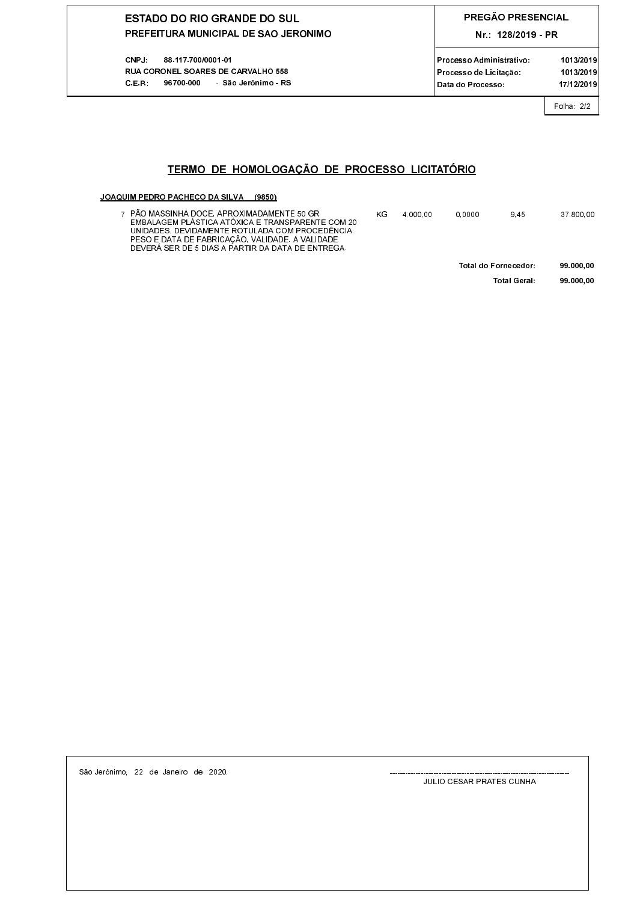**ESTADO DO RIO GRANDE DO SUL**
**PREFEITURA MUNICIPAL DE SAO JERONIMO**

CNPJ: 88.117.700/0001-01
RUA CORONEL SOARES DE CARVALHO 558
C.E.P.: 96700-000 - São Jerônimo - RS

**PREGÃO PRESENCIAL**
**Nr.: 128/2019 - PR**

Processo Administrativo: 1013/2019
Processo de Licitação: 1013/2019
Data do Processo: 17/12/2019

Folha: 2/2

## TERMO DE HOMOLOGAÇÃO DE PROCESSO LICITATÓRIO

**JOAQUIM PEDRO PACHECO DA SILVA (9850)**

| | | | | | | |
|---|---|---|---|---|---|---|
| 7 | PÃO MASSINHA DOCE, APROXIMADAMENTE 50 GR EMBALAGEM PLÁSTICA ATÓXICA E TRANSPARENTE COM 20 UNIDADES. DEVIDAMENTE ROTULADA COM PROCEDÊNCIA: PESO E DATA DE FABRICAÇÃO, VALIDADE. A VALIDADE DEVERÁ SER DE 5 DIAS A PARTIR DA DATA DE ENTREGA. | KG | 4.000,00 | 0,0000 | 9,45 | 37.800,00 |

**Total do Fornecedor: 99.000,00**

**Total Geral: 99.000,00**

São Jerônimo, 22 de Janeiro de 2020.

JULIO CESAR PRATES CUNHA